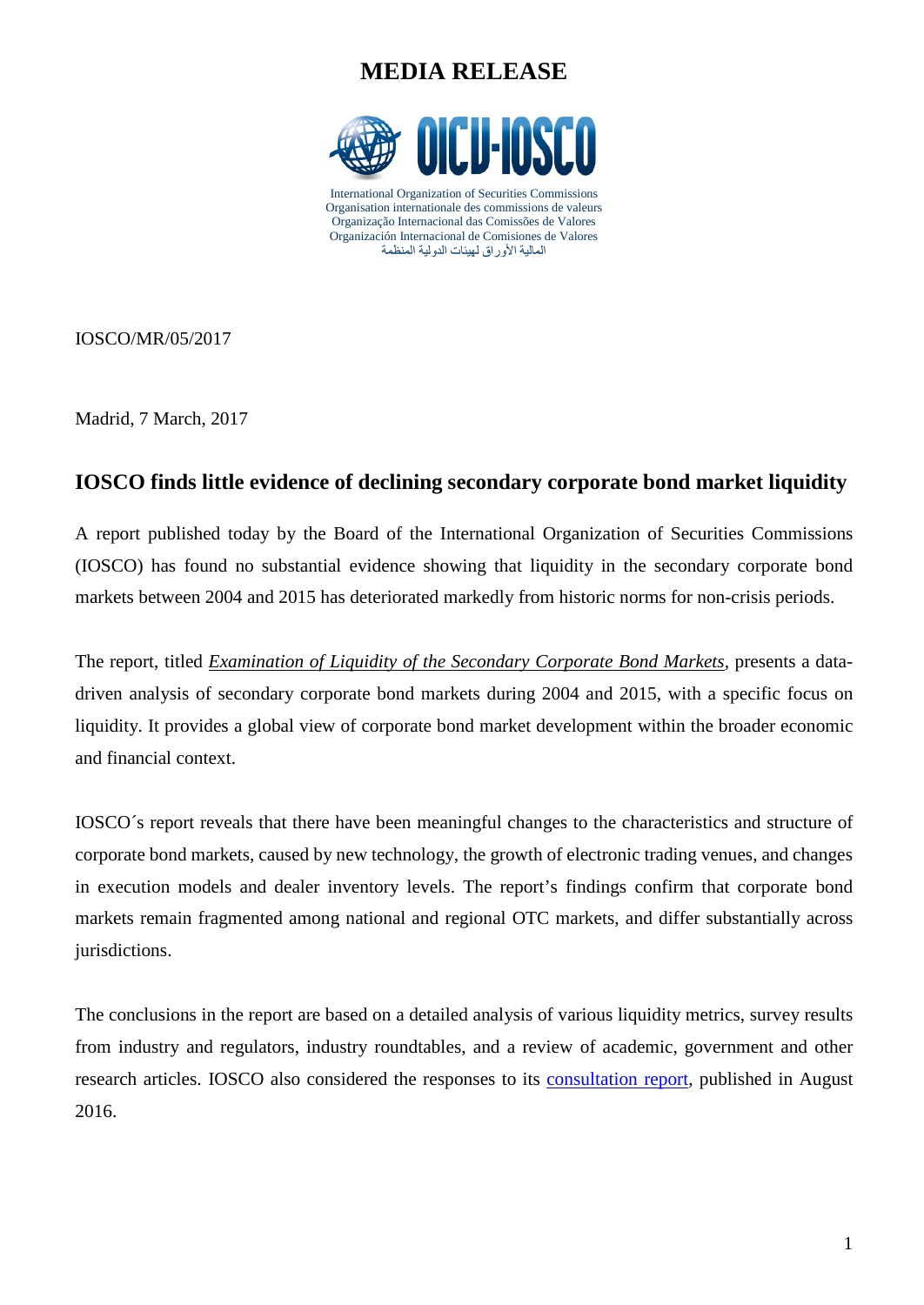# MEDIA RELEASE

International Organization of Securities Commissions
Organisation internationale des commissions de valeurs
Organização Internacional das Comissões de Valores
Organización Internacional de Comisiones de Valores
المنظمة الدولية لهيئات الأوراق المالية

IOSCO/MR/05/2017

Madrid, 7 March, 2017

## IOSCO finds little evidence of declining secondary corporate bond market liquidity

A report published today by the Board of the International Organization of Securities Commissions (IOSCO) has found no substantial evidence showing that liquidity in the secondary corporate bond markets between 2004 and 2015 has deteriorated markedly from historic norms for non-crisis periods.

The report, titled [*Examination of Liquidity of the Secondary Corporate Bond Markets*](), presents a data-driven analysis of secondary corporate bond markets during 2004 and 2015, with a specific focus on liquidity. It provides a global view of corporate bond market development within the broader economic and financial context.

IOSCO´s report reveals that there have been meaningful changes to the characteristics and structure of corporate bond markets, caused by new technology, the growth of electronic trading venues, and changes in execution models and dealer inventory levels. The report's findings confirm that corporate bond markets remain fragmented among national and regional OTC markets, and differ substantially across jurisdictions.

The conclusions in the report are based on a detailed analysis of various liquidity metrics, survey results from industry and regulators, industry roundtables, and a review of academic, government and other research articles. IOSCO also considered the responses to its [consultation report](), published in August 2016.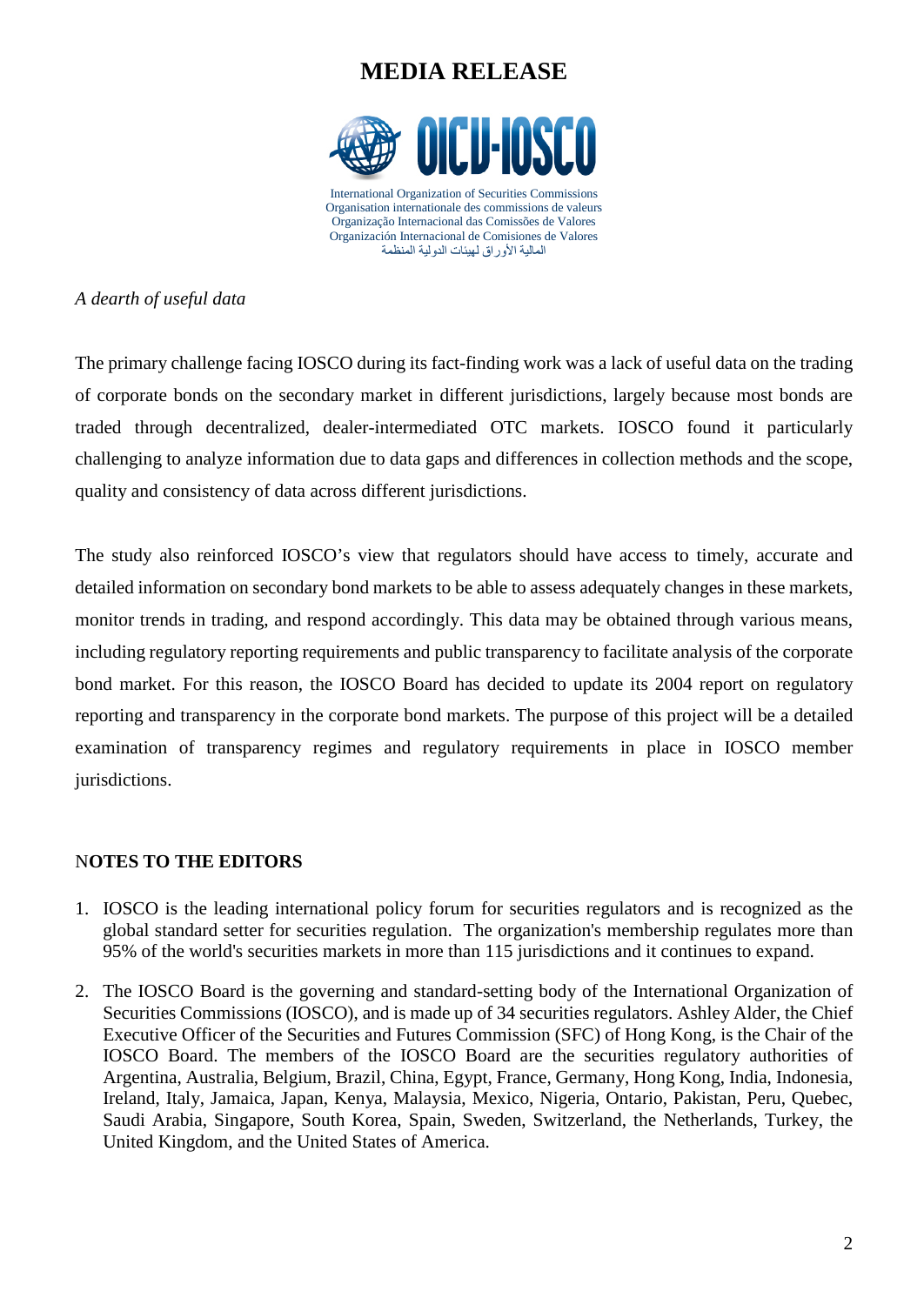# MEDIA RELEASE

International Organization of Securities Commissions
Organisation internationale des commissions de valeurs
Organização Internacional das Comissões de Valores
Organización Internacional de Comisiones de Valores
المنظمة الدولية لهيئات الأوراق المالية

*A dearth of useful data*

The primary challenge facing IOSCO during its fact-finding work was a lack of useful data on the trading of corporate bonds on the secondary market in different jurisdictions, largely because most bonds are traded through decentralized, dealer-intermediated OTC markets. IOSCO found it particularly challenging to analyze information due to data gaps and differences in collection methods and the scope, quality and consistency of data across different jurisdictions.

The study also reinforced IOSCO's view that regulators should have access to timely, accurate and detailed information on secondary bond markets to be able to assess adequately changes in these markets, monitor trends in trading, and respond accordingly. This data may be obtained through various means, including regulatory reporting requirements and public transparency to facilitate analysis of the corporate bond market. For this reason, the IOSCO Board has decided to update its 2004 report on regulatory reporting and transparency in the corporate bond markets. The purpose of this project will be a detailed examination of transparency regimes and regulatory requirements in place in IOSCO member jurisdictions.

**NOTES TO THE EDITORS**

1. IOSCO is the leading international policy forum for securities regulators and is recognized as the global standard setter for securities regulation. The organization's membership regulates more than 95% of the world's securities markets in more than 115 jurisdictions and it continues to expand.

2. The IOSCO Board is the governing and standard-setting body of the International Organization of Securities Commissions (IOSCO), and is made up of 34 securities regulators. Ashley Alder, the Chief Executive Officer of the Securities and Futures Commission (SFC) of Hong Kong, is the Chair of the IOSCO Board. The members of the IOSCO Board are the securities regulatory authorities of Argentina, Australia, Belgium, Brazil, China, Egypt, France, Germany, Hong Kong, India, Indonesia, Ireland, Italy, Jamaica, Japan, Kenya, Malaysia, Mexico, Nigeria, Ontario, Pakistan, Peru, Quebec, Saudi Arabia, Singapore, South Korea, Spain, Sweden, Switzerland, the Netherlands, Turkey, the United Kingdom, and the United States of America.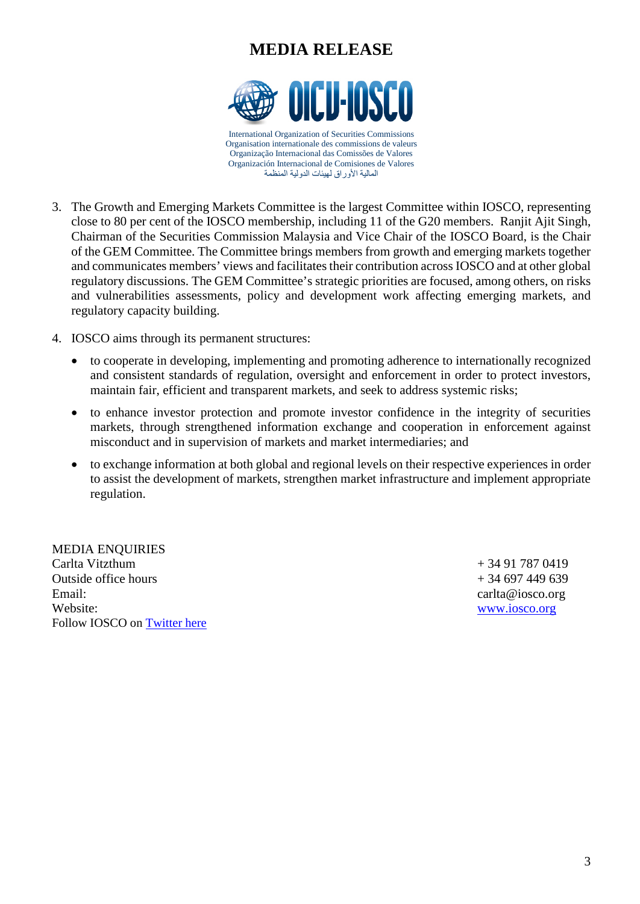# MEDIA RELEASE

International Organization of Securities Commissions
Organisation internationale des commissions de valeurs
Organização Internacional das Comissões de Valores
Organización Internacional de Comisiones de Valores
المنظمة الدولية لهيئات الأوراق المالية

3. The Growth and Emerging Markets Committee is the largest Committee within IOSCO, representing close to 80 per cent of the IOSCO membership, including 11 of the G20 members. Ranjit Ajit Singh, Chairman of the Securities Commission Malaysia and Vice Chair of the IOSCO Board, is the Chair of the GEM Committee. The Committee brings members from growth and emerging markets together and communicates members' views and facilitates their contribution across IOSCO and at other global regulatory discussions. The GEM Committee's strategic priorities are focused, among others, on risks and vulnerabilities assessments, policy and development work affecting emerging markets, and regulatory capacity building.

4. IOSCO aims through its permanent structures:

   - to cooperate in developing, implementing and promoting adherence to internationally recognized and consistent standards of regulation, oversight and enforcement in order to protect investors, maintain fair, efficient and transparent markets, and seek to address systemic risks;
   - to enhance investor protection and promote investor confidence in the integrity of securities markets, through strengthened information exchange and cooperation in enforcement against misconduct and in supervision of markets and market intermediaries; and
   - to exchange information at both global and regional levels on their respective experiences in order to assist the development of markets, strengthen market infrastructure and implement appropriate regulation.

MEDIA ENQUIRIES

| | |
|---|---|
| Carlta Vitzthum | + 34 91 787 0419 |
| Outside office hours | + 34 697 449 639 |
| Email: | carlta@iosco.org |
| Website: | www.iosco.org |

Follow IOSCO on Twitter here